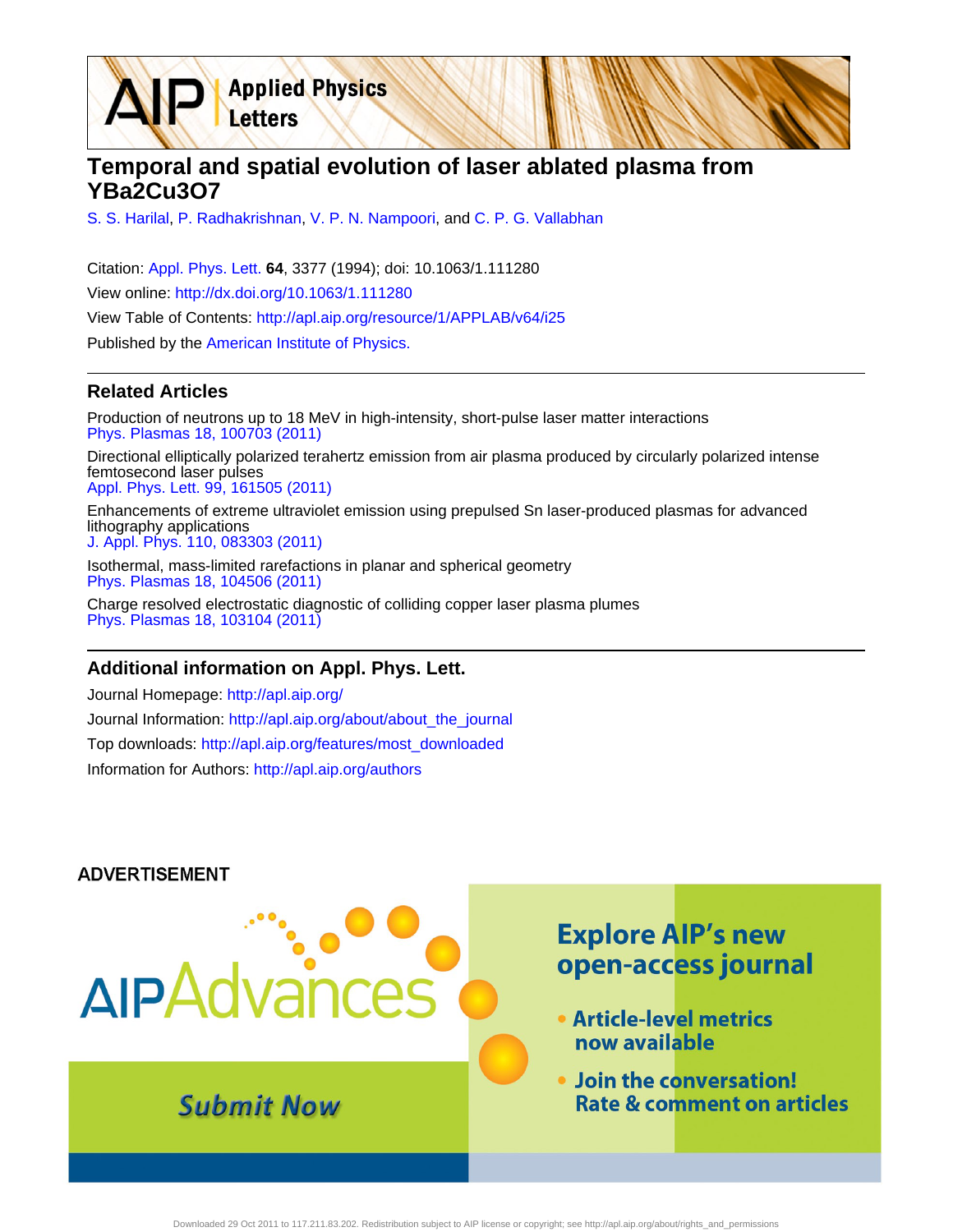# Temporal and spatial evolution of laser ablated plasma from YBa2Cu3O7

S. S. Harilal, P. Radhakrishnan, V. P. N. Nampoori, and C. P. G. Vallabhan

Citation: Appl. Phys. Lett. **64**, 3377 (1994); doi: 10.1063/1.111280

View online: http://dx.doi.org/10.1063/1.111280

View Table of Contents: http://apl.aip.org/resource/1/APPLAB/v64/i25

Published by the American Institute of Physics.

## Related Articles

Production of neutrons up to 18 MeV in high-intensity, short-pulse laser matter interactions
Phys. Plasmas 18, 100703 (2011)

Directional elliptically polarized terahertz emission from air plasma produced by circularly polarized intense femtosecond laser pulses
Appl. Phys. Lett. 99, 161505 (2011)

Enhancements of extreme ultraviolet emission using prepulsed Sn laser-produced plasmas for advanced lithography applications
J. Appl. Phys. 110, 083303 (2011)

Isothermal, mass-limited rarefactions in planar and spherical geometry
Phys. Plasmas 18, 104506 (2011)

Charge resolved electrostatic diagnostic of colliding copper laser plasma plumes
Phys. Plasmas 18, 103104 (2011)

## Additional information on Appl. Phys. Lett.

Journal Homepage: http://apl.aip.org/

Journal Information: http://apl.aip.org/about/about_the_journal

Top downloads: http://apl.aip.org/features/most_downloaded

Information for Authors: http://apl.aip.org/authors

ADVERTISEMENT

AIP Advances

Submit Now

Explore AIP's new open-access journal

- Article-level metrics now available
- Join the conversation! Rate & comment on articles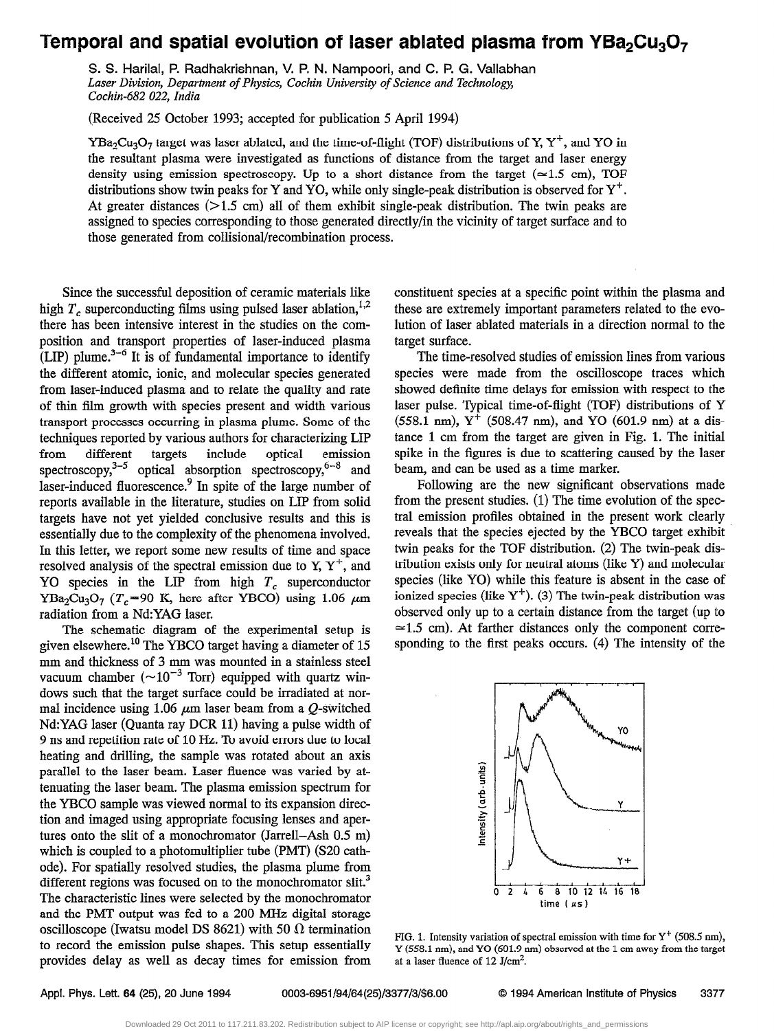# Temporal and spatial evolution of laser ablated plasma from $YBa_2Cu_3O_7$

S. S. Harilal, P. Radhakrishnan, V. P. N. Nampoori, and C. P. G. Vallabhan

*Laser Division, Department of Physics, Cochin University of Science and Technology, Cochin-682 022, India*

(Received 25 October 1993; accepted for publication 5 April 1994)

$YBa_2Cu_3O_7$ target was laser ablated, and the time-of-flight (TOF) distributions of Y, $Y^+$, and YO in the resultant plasma were investigated as functions of distance from the target and laser energy density using emission spectroscopy. Up to a short distance from the target ($\simeq$1.5 cm), TOF distributions show twin peaks for Y and YO, while only single-peak distribution is observed for $Y^+$. At greater distances (>1.5 cm) all of them exhibit single-peak distribution. The twin peaks are assigned to species corresponding to those generated directly/in the vicinity of target surface and to those generated from collisional/recombination process.

Since the successful deposition of ceramic materials like high $T_c$ superconducting films using pulsed laser ablation,[1,2] there has been intensive interest in the studies on the composition and transport properties of laser-induced plasma (LIP) plume.[3–6] It is of fundamental importance to identify the different atomic, ionic, and molecular species generated from laser-induced plasma and to relate the quality and rate of thin film growth with species present and width various transport processes occurring in plasma plume. Some of the techniques reported by various authors for characterizing LIP from different targets include optical emission spectroscopy,[3–5] optical absorption spectroscopy,[6–8] and laser-induced fluorescence.[9] In spite of the large number of reports available in the literature, studies on LIP from solid targets have not yet yielded conclusive results and this is essentially due to the complexity of the phenomena involved. In this letter, we report some new results of time and space resolved analysis of the spectral emission due to Y, $Y^+$, and YO species in the LIP from high $T_c$ superconductor $YBa_2Cu_3O_7$ ($T_c$=90 K, here after YBCO) using 1.06 $\mu$m radiation from a Nd:YAG laser.

The schematic diagram of the experimental setup is given elsewhere.[10] The YBCO target having a diameter of 15 mm and thickness of 3 mm was mounted in a stainless steel vacuum chamber ($\sim 10^{-3}$ Torr) equipped with quartz windows such that the target surface could be irradiated at normal incidence using 1.06 $\mu$m laser beam from a *Q*-switched Nd:YAG laser (Quanta ray DCR 11) having a pulse width of 9 ns and repetition rate of 10 Hz. To avoid errors due to local heating and drilling, the sample was rotated about an axis parallel to the laser beam. Laser fluence was varied by attenuating the laser beam. The plasma emission spectrum for the YBCO sample was viewed normal to its expansion direction and imaged using appropriate focusing lenses and apertures onto the slit of a monochromator (Jarrell–Ash 0.5 m) which is coupled to a photomultiplier tube (PMT) (S20 cathode). For spatially resolved studies, the plasma plume from different regions was focused on to the monochromator slit.[3] The characteristic lines were selected by the monochromator and the PMT output was fed to a 200 MHz digital storage oscilloscope (Iwatsu model DS 8621) with 50 $\Omega$ termination to record the emission pulse shapes. This setup essentially provides delay as well as decay times for emission from constituent species at a specific point within the plasma and these are extremely important parameters related to the evolution of laser ablated materials in a direction normal to the target surface.

The time-resolved studies of emission lines from various species were made from the oscilloscope traces which showed definite time delays for emission with respect to the laser pulse. Typical time-of-flight (TOF) distributions of Y (558.1 nm), $Y^+$ (508.47 nm), and YO (601.9 nm) at a distance 1 cm from the target are given in Fig. 1. The initial spike in the figures is due to scattering caused by the laser beam, and can be used as a time marker.

Following are the new significant observations made from the present studies. (1) The time evolution of the spectral emission profiles obtained in the present work clearly reveals that the species ejected by the YBCO target exhibit twin peaks for the TOF distribution. (2) The twin-peak distribution exists only for neutral atoms (like Y) and molecular species (like YO) while this feature is absent in the case of ionized species (like $Y^+$). (3) The twin-peak distribution was observed only up to a certain distance from the target (up to $\simeq$1.5 cm). At farther distances only the component corresponding to the first peaks occurs. (4) The intensity of the

FIG. 1. Intensity variation of spectral emission with time for $Y^+$ (508.5 nm), Y (558.1 nm), and YO (601.9 nm) observed at the 1 cm away from the target at a laser fluence of 12 J/cm$^2$.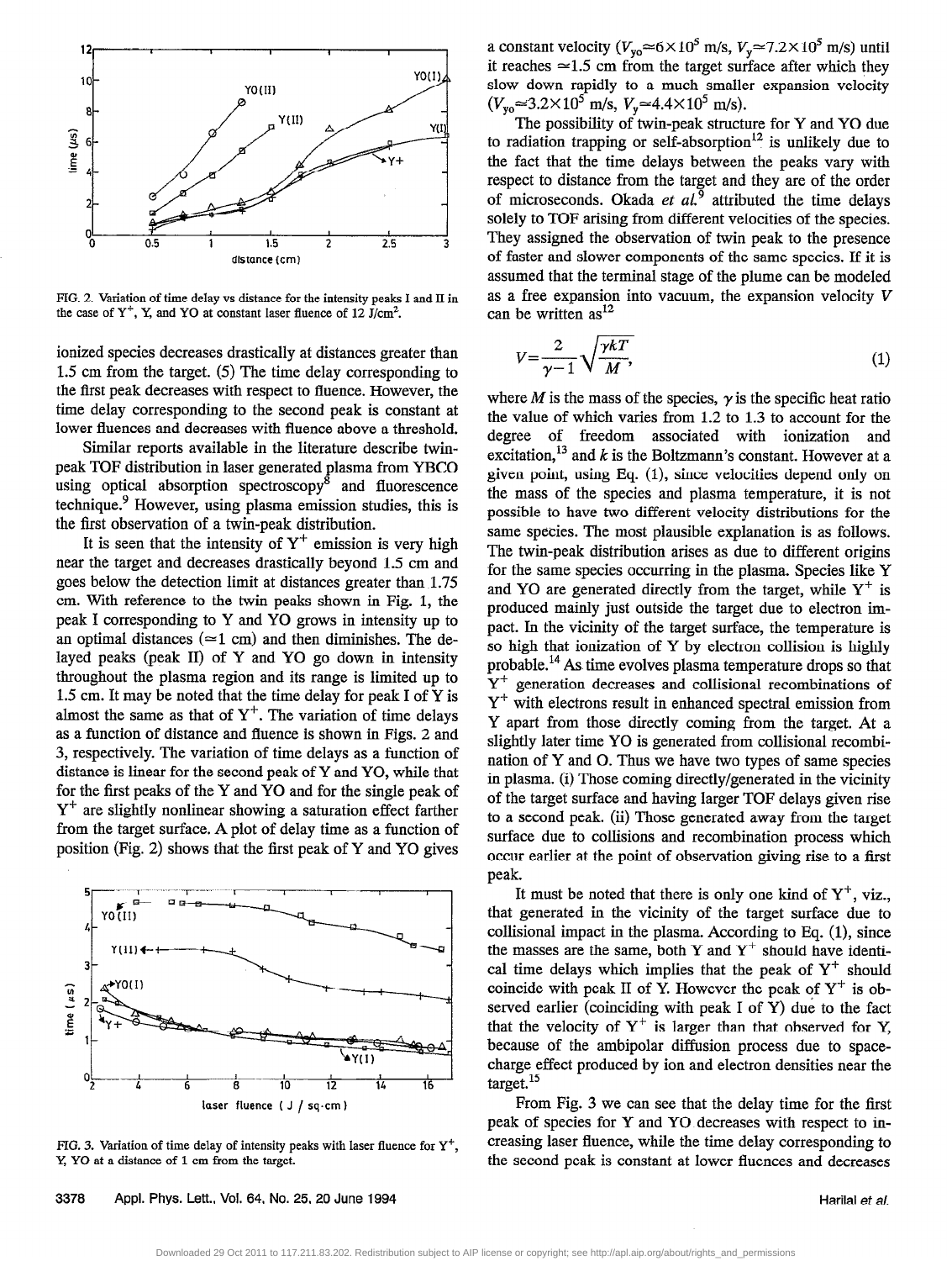FIG. 2. Variation of time delay vs distance for the intensity peaks I and II in the case of $Y^+$, Y, and YO at constant laser fluence of 12 J/cm$^2$.

ionized species decreases drastically at distances greater than 1.5 cm from the target. (5) The time delay corresponding to the first peak decreases with respect to fluence. However, the time delay corresponding to the second peak is constant at lower fluences and decreases with fluence above a threshold.

Similar reports available in the literature describe twin-peak TOF distribution in laser generated plasma from YBCO using optical absorption spectroscopy[8] and fluorescence technique.[9] However, using plasma emission studies, this is the first observation of a twin-peak distribution.

It is seen that the intensity of $Y^+$ emission is very high near the target and decreases drastically beyond 1.5 cm and goes below the detection limit at distances greater than 1.75 cm. With reference to the twin peaks shown in Fig. 1, the peak I corresponding to Y and YO grows in intensity up to an optimal distances ($\simeq$1 cm) and then diminishes. The delayed peaks (peak II) of Y and YO go down in intensity throughout the plasma region and its range is limited up to 1.5 cm. It may be noted that the time delay for peak I of Y is almost the same as that of $Y^+$. The variation of time delays as a function of distance and fluence is shown in Figs. 2 and 3, respectively. The variation of time delays as a function of distance is linear for the second peak of Y and YO, while that for the first peaks of the Y and YO and for the single peak of $Y^+$ are slightly nonlinear showing a saturation effect farther from the target surface. A plot of delay time as a function of position (Fig. 2) shows that the first peak of Y and YO gives a constant velocity ($V_{yo}\simeq 6\times 10^5$ m/s, $V_y \simeq 7.2\times 10^5$ m/s) until it reaches $\simeq$1.5 cm from the target surface after which they slow down rapidly to a much smaller expansion velocity ($V_{yo}\simeq 3.2\times 10^5$ m/s, $V_y \simeq 4.4\times 10^5$ m/s).

FIG. 3. Variation of time delay of intensity peaks with laser fluence for $Y^+$, Y, YO at a distance of 1 cm from the target.

The possibility of twin-peak structure for Y and YO due to radiation trapping or self-absorption[12] is unlikely due to the fact that the time delays between the peaks vary with respect to distance from the target and they are of the order of microseconds. Okada *et al.*[9] attributed the time delays solely to TOF arising from different velocities of the species. They assigned the observation of twin peak to the presence of faster and slower components of the same species. If it is assumed that the terminal stage of the plume can be modeled as a free expansion into vacuum, the expansion velocity $V$ can be written as[12]

$$V=\frac{2}{\gamma-1}\sqrt{\frac{\gamma kT}{M}}, \qquad (1)$$

where $M$ is the mass of the species, $\gamma$ is the specific heat ratio the value of which varies from 1.2 to 1.3 to account for the degree of freedom associated with ionization and excitation,[13] and $k$ is the Boltzmann's constant. However at a given point, using Eq. (1), since velocities depend only on the mass of the species and plasma temperature, it is not possible to have two different velocity distributions for the same species. The most plausible explanation is as follows. The twin-peak distribution arises as due to different origins for the same species occurring in the plasma. Species like Y and YO are generated directly from the target, while $Y^+$ is produced mainly just outside the target due to electron impact. In the vicinity of the target surface, the temperature is so high that ionization of Y by electron collision is highly probable.[14] As time evolves plasma temperature drops so that $Y^+$ generation decreases and collisional recombinations of $Y^+$ with electrons result in enhanced spectral emission from Y apart from those directly coming from the target. At a slightly later time YO is generated from collisional recombination of Y and O. Thus we have two types of same species in plasma. (i) Those coming directly/generated in the vicinity of the target surface and having larger TOF delays given rise to a second peak. (ii) Those generated away from the target surface due to collisions and recombination process which occur earlier at the point of observation giving rise to a first peak.

It must be noted that there is only one kind of $Y^+$, viz., that generated in the vicinity of the target surface due to collisional impact in the plasma. According to Eq. (1), since the masses are the same, both Y and $Y^+$ should have identical time delays which implies that the peak of $Y^+$ should coincide with peak II of Y. However the peak of $Y^+$ is observed earlier (coinciding with peak I of Y) due to the fact that the velocity of $Y^+$ is larger than that observed for Y, because of the ambipolar diffusion process due to space-charge effect produced by ion and electron densities near the target.[15]

From Fig. 3 we can see that the delay time for the first peak of species for Y and YO decreases with respect to increasing laser fluence, while the time delay corresponding to the second peak is constant at lower fluences and decreases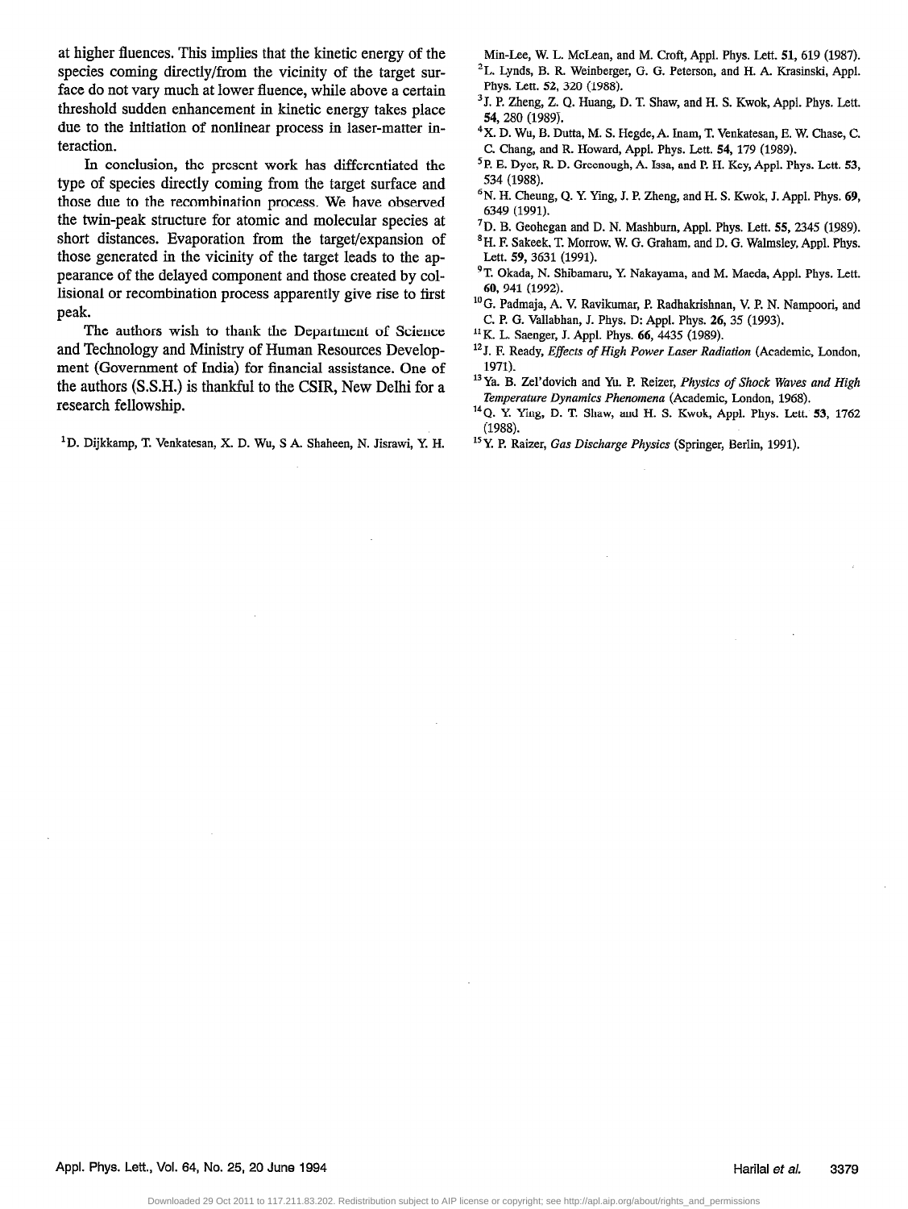at higher fluences. This implies that the kinetic energy of the species coming directly/from the vicinity of the target surface do not vary much at lower fluence, while above a certain threshold sudden enhancement in kinetic energy takes place due to the initiation of nonlinear process in laser-matter interaction.

In conclusion, the present work has differentiated the type of species directly coming from the target surface and those due to the recombination process. We have observed the twin-peak structure for atomic and molecular species at short distances. Evaporation from the target/expansion of those generated in the vicinity of the target leads to the appearance of the delayed component and those created by collisional or recombination process apparently give rise to first peak.

The authors wish to thank the Department of Science and Technology and Ministry of Human Resources Development (Government of India) for financial assistance. One of the authors (S.S.H.) is thankful to the CSIR, New Delhi for a research fellowship.

[1] D. Dijkkamp, T. Venkatesan, X. D. Wu, S A. Shaheen, N. Jisrawi, Y. H. Min-Lee, W. L. McLean, and M. Croft, Appl. Phys. Lett. **51**, 619 (1987).

[2] L. Lynds, B. R. Weinberger, G. G. Peterson, and H. A. Krasinski, Appl. Phys. Lett. **52**, 320 (1988).

[3] J. P. Zheng, Z. Q. Huang, D. T. Shaw, and H. S. Kwok, Appl. Phys. Lett. **54**, 280 (1989).

[4] X. D. Wu, B. Dutta, M. S. Hegde, A. Inam, T. Venkatesan, E. W. Chase, C. C. Chang, and R. Howard, Appl. Phys. Lett. **54**, 179 (1989).

[5] P. E. Dyer, R. D. Greenough, A. Issa, and P. H. Key, Appl. Phys. Lett. **53**, 534 (1988).

[6] N. H. Cheung, Q. Y. Ying, J. P. Zheng, and H. S. Kwok, J. Appl. Phys. **69**, 6349 (1991).

[7] D. B. Geohegan and D. N. Mashburn, Appl. Phys. Lett. **55**, 2345 (1989).

[8] H. F. Sakeek, T. Morrow, W. G. Graham, and D. G. Walmsley, Appl. Phys. Lett. **59**, 3631 (1991).

[9] T. Okada, N. Shibamaru, Y. Nakayama, and M. Maeda, Appl. Phys. Lett. **60**, 941 (1992).

[10] G. Padmaja, A. V. Ravikumar, P. Radhakrishnan, V. P. N. Nampoori, and C. P. G. Vallabhan, J. Phys. D: Appl. Phys. **26**, 35 (1993).

[11] K. L. Saenger, J. Appl. Phys. **66**, 4435 (1989).

[12] J. F. Ready, *Effects of High Power Laser Radiation* (Academic, London, 1971).

[13] Ya. B. Zel'dovich and Yu. P. Reizer, *Physics of Shock Waves and High Temperature Dynamics Phenomena* (Academic, London, 1968).

[14] Q. Y. Ying, D. T. Shaw, and H. S. Kwok, Appl. Phys. Lett. **53**, 1762 (1988).

[15] Y. P. Raizer, *Gas Discharge Physics* (Springer, Berlin, 1991).